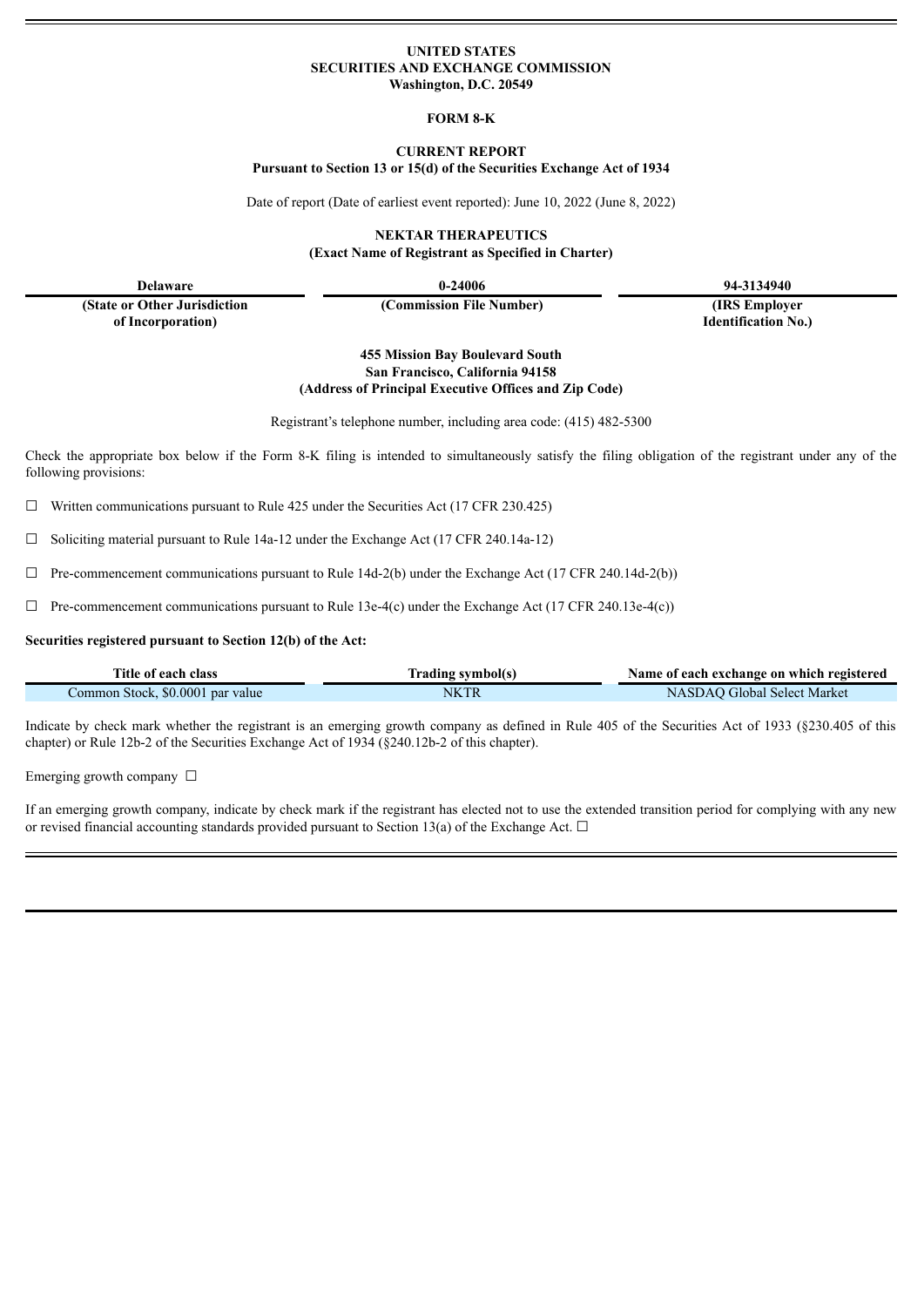**UNITED STATES**
**SECURITIES AND EXCHANGE COMMISSION**
**Washington, D.C. 20549**

**FORM 8-K**

**CURRENT REPORT**
**Pursuant to Section 13 or 15(d) of the Securities Exchange Act of 1934**

Date of report (Date of earliest event reported): June 10, 2022 (June 8, 2022)

**NEKTAR THERAPEUTICS**
**(Exact Name of Registrant as Specified in Charter)**

| Delaware | 0-24006 | 94-3134940 |
|---|---|---|
| (State or Other Jurisdiction of Incorporation) | (Commission File Number) | (IRS Employer Identification No.) |

**455 Mission Bay Boulevard South**
**San Francisco, California 94158**
**(Address of Principal Executive Offices and Zip Code)**

Registrant's telephone number, including area code: (415) 482-5300

Check the appropriate box below if the Form 8-K filing is intended to simultaneously satisfy the filing obligation of the registrant under any of the following provisions:

☐ Written communications pursuant to Rule 425 under the Securities Act (17 CFR 230.425)

☐ Soliciting material pursuant to Rule 14a-12 under the Exchange Act (17 CFR 240.14a-12)

☐ Pre-commencement communications pursuant to Rule 14d-2(b) under the Exchange Act (17 CFR 240.14d-2(b))

☐ Pre-commencement communications pursuant to Rule 13e-4(c) under the Exchange Act (17 CFR 240.13e-4(c))

**Securities registered pursuant to Section 12(b) of the Act:**

| Title of each class | Trading symbol(s) | Name of each exchange on which registered |
|---|---|---|
| Common Stock, $0.0001 par value | NKTR | NASDAQ Global Select Market |

Indicate by check mark whether the registrant is an emerging growth company as defined in Rule 405 of the Securities Act of 1933 (§230.405 of this chapter) or Rule 12b-2 of the Securities Exchange Act of 1934 (§240.12b-2 of this chapter).

Emerging growth company ☐

If an emerging growth company, indicate by check mark if the registrant has elected not to use the extended transition period for complying with any new or revised financial accounting standards provided pursuant to Section 13(a) of the Exchange Act. ☐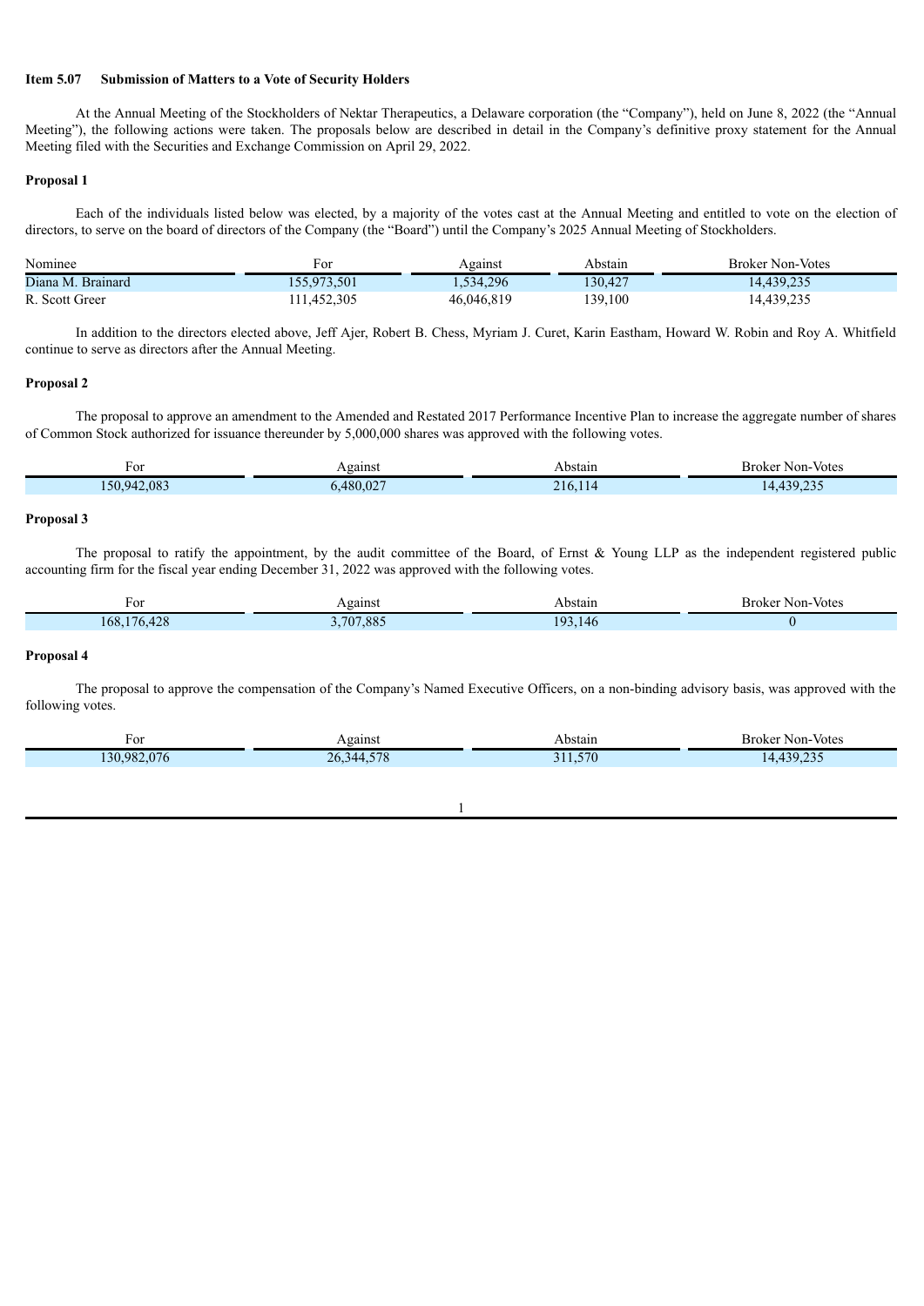**Item 5.07 Submission of Matters to a Vote of Security Holders**

At the Annual Meeting of the Stockholders of Nektar Therapeutics, a Delaware corporation (the "Company"), held on June 8, 2022 (the "Annual Meeting"), the following actions were taken. The proposals below are described in detail in the Company's definitive proxy statement for the Annual Meeting filed with the Securities and Exchange Commission on April 29, 2022.

**Proposal 1**

Each of the individuals listed below was elected, by a majority of the votes cast at the Annual Meeting and entitled to vote on the election of directors, to serve on the board of directors of the Company (the "Board") until the Company's 2025 Annual Meeting of Stockholders.

| Nominee | For | Against | Abstain | Broker Non-Votes |
| --- | --- | --- | --- | --- |
| Diana M. Brainard | 155,973,501 | 1,534,296 | 130,427 | 14,439,235 |
| R. Scott Greer | 111,452,305 | 46,046,819 | 139,100 | 14,439,235 |

In addition to the directors elected above, Jeff Ajer, Robert B. Chess, Myriam J. Curet, Karin Eastham, Howard W. Robin and Roy A. Whitfield continue to serve as directors after the Annual Meeting.

**Proposal 2**

The proposal to approve an amendment to the Amended and Restated 2017 Performance Incentive Plan to increase the aggregate number of shares of Common Stock authorized for issuance thereunder by 5,000,000 shares was approved with the following votes.

| For | Against | Abstain | Broker Non-Votes |
| --- | --- | --- | --- |
| 150,942,083 | 6,480,027 | 216,114 | 14,439,235 |

**Proposal 3**

The proposal to ratify the appointment, by the audit committee of the Board, of Ernst & Young LLP as the independent registered public accounting firm for the fiscal year ending December 31, 2022 was approved with the following votes.

| For | Against | Abstain | Broker Non-Votes |
| --- | --- | --- | --- |
| 168,176,428 | 3,707,885 | 193,146 | 0 |

**Proposal 4**

The proposal to approve the compensation of the Company's Named Executive Officers, on a non-binding advisory basis, was approved with the following votes.

| For | Against | Abstain | Broker Non-Votes |
| --- | --- | --- | --- |
| 130,982,076 | 26,344,578 | 311,570 | 14,439,235 |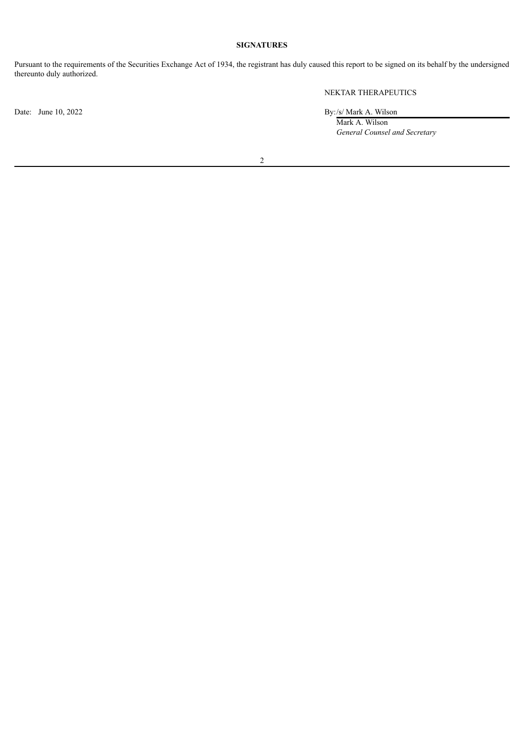**SIGNATURES**

Pursuant to the requirements of the Securities Exchange Act of 1934, the registrant has duly caused this report to be signed on its behalf by the undersigned thereunto duly authorized.

NEKTAR THERAPEUTICS

Date: June 10, 2022

By: /s/ Mark A. Wilson

Mark A. Wilson

*General Counsel and Secretary*